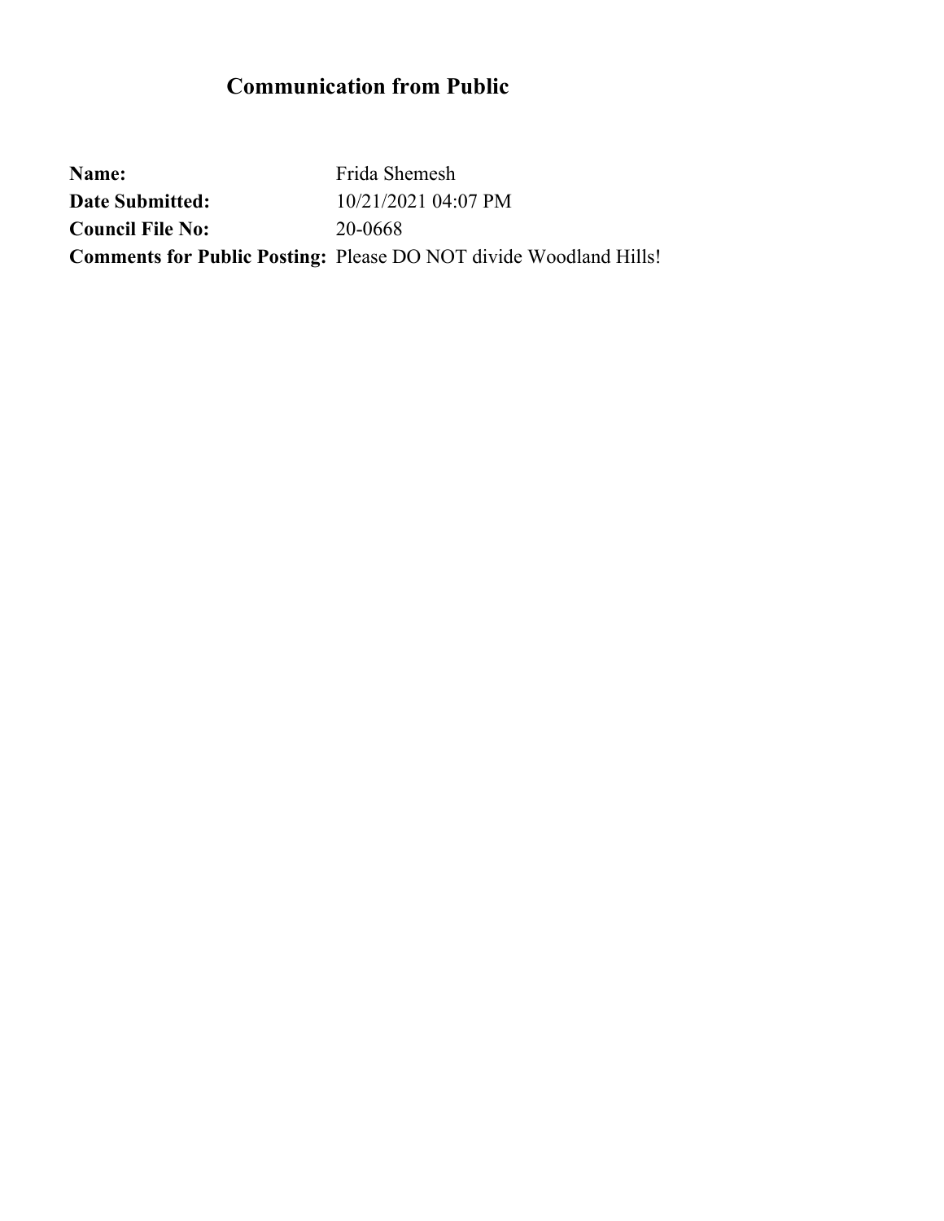# Communication from Public

**Name:** Frida Shemesh
**Date Submitted:** 10/21/2021 04:07 PM
**Council File No:** 20-0668
**Comments for Public Posting:** Please DO NOT divide Woodland Hills!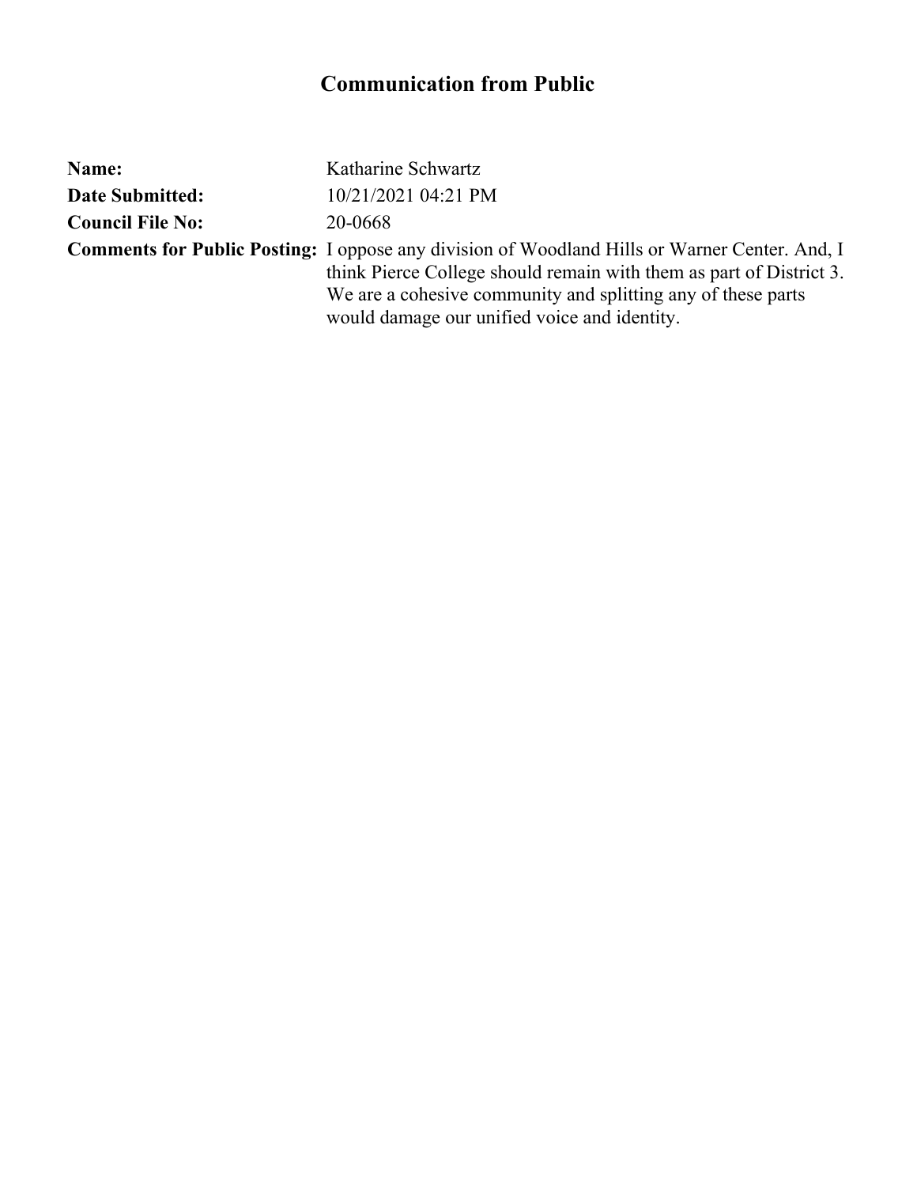# Communication from Public

**Name:** Katharine Schwartz

**Date Submitted:** 10/21/2021 04:21 PM

**Council File No:** 20-0668

**Comments for Public Posting:** I oppose any division of Woodland Hills or Warner Center. And, I think Pierce College should remain with them as part of District 3. We are a cohesive community and splitting any of these parts would damage our unified voice and identity.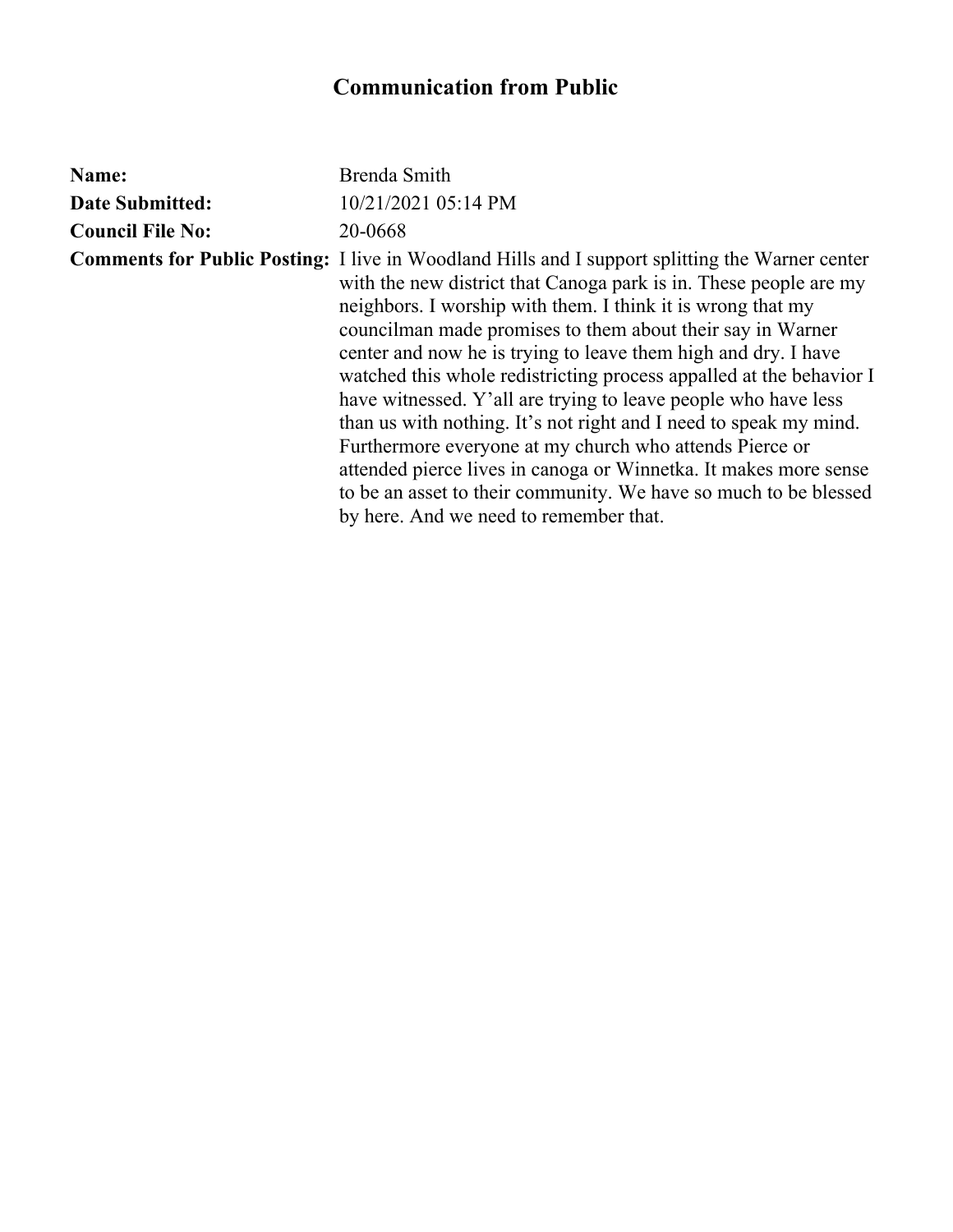# Communication from Public

**Name:** Brenda Smith

**Date Submitted:** 10/21/2021 05:14 PM

**Council File No:** 20-0668

**Comments for Public Posting:** I live in Woodland Hills and I support splitting the Warner center with the new district that Canoga park is in. These people are my neighbors. I worship with them. I think it is wrong that my councilman made promises to them about their say in Warner center and now he is trying to leave them high and dry. I have watched this whole redistricting process appalled at the behavior I have witnessed. Y'all are trying to leave people who have less than us with nothing. It's not right and I need to speak my mind. Furthermore everyone at my church who attends Pierce or attended pierce lives in canoga or Winnetka. It makes more sense to be an asset to their community. We have so much to be blessed by here. And we need to remember that.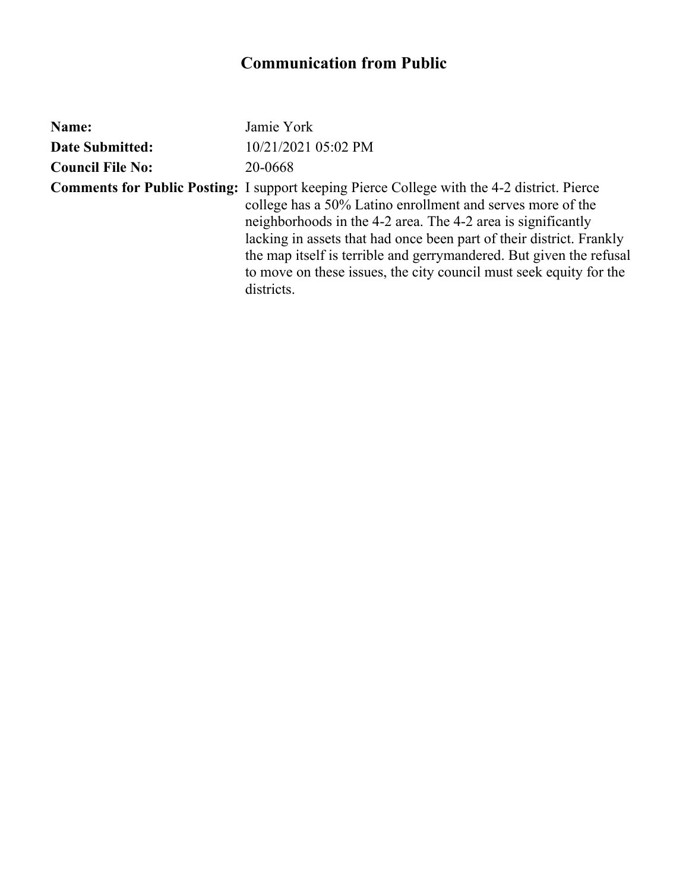# Communication from Public

**Name:** Jamie York

**Date Submitted:** 10/21/2021 05:02 PM

**Council File No:** 20-0668

**Comments for Public Posting:** I support keeping Pierce College with the 4-2 district. Pierce college has a 50% Latino enrollment and serves more of the neighborhoods in the 4-2 area. The 4-2 area is significantly lacking in assets that had once been part of their district. Frankly the map itself is terrible and gerrymandered. But given the refusal to move on these issues, the city council must seek equity for the districts.